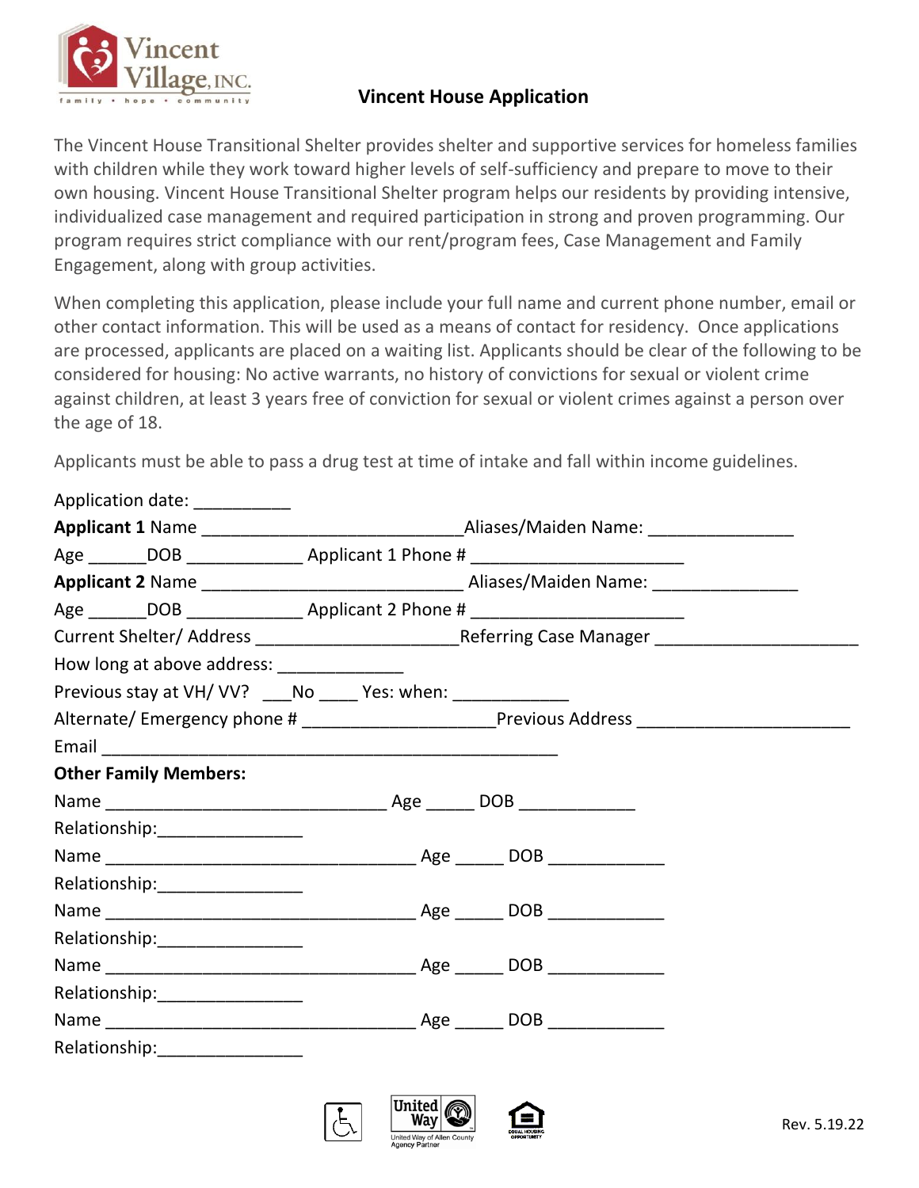# Vincent House Application

The Vincent House Transitional Shelter provides shelter and supportive services for homeless families with children while they work toward higher levels of self-sufficiency and prepare to move to their own housing. Vincent House Transitional Shelter program helps our residents by providing intensive, individualized case management and required participation in strong and proven programming. Our program requires strict compliance with our rent/program fees, Case Management and Family Engagement, along with group activities.

When completing this application, please include your full name and current phone number, email or other contact information. This will be used as a means of contact for residency. Once applications are processed, applicants are placed on a waiting list. Applicants should be clear of the following to be considered for housing: No active warrants, no history of convictions for sexual or violent crime against children, at least 3 years free of conviction for sexual or violent crimes against a person over the age of 18.

Applicants must be able to pass a drug test at time of intake and fall within income guidelines.

Application date: __________

**Applicant 1** Name ___________________________ Aliases/Maiden Name: _______________

Age ______ DOB ____________ Applicant 1 Phone # ______________________

**Applicant 2** Name ___________________________ Aliases/Maiden Name: _______________

Age ______ DOB ____________ Applicant 2 Phone # ______________________

Current Shelter/ Address _____________________ Referring Case Manager _____________________

How long at above address: _____________

Previous stay at VH/ VV? ___No ____ Yes: when: ____________

Alternate/ Emergency phone # ___________________ Previous Address _____________________

Email _______________________________________________

**Other Family Members:**

Name _____________________________ Age _____ DOB ____________

Relationship:_______________

Name _____________________________ Age _____ DOB ____________

Relationship:_______________

Name _____________________________ Age _____ DOB ____________

Relationship:_______________

Name _____________________________ Age _____ DOB ____________

Relationship:_______________

Name _____________________________ Age _____ DOB ____________

Relationship:_______________

Rev. 5.19.22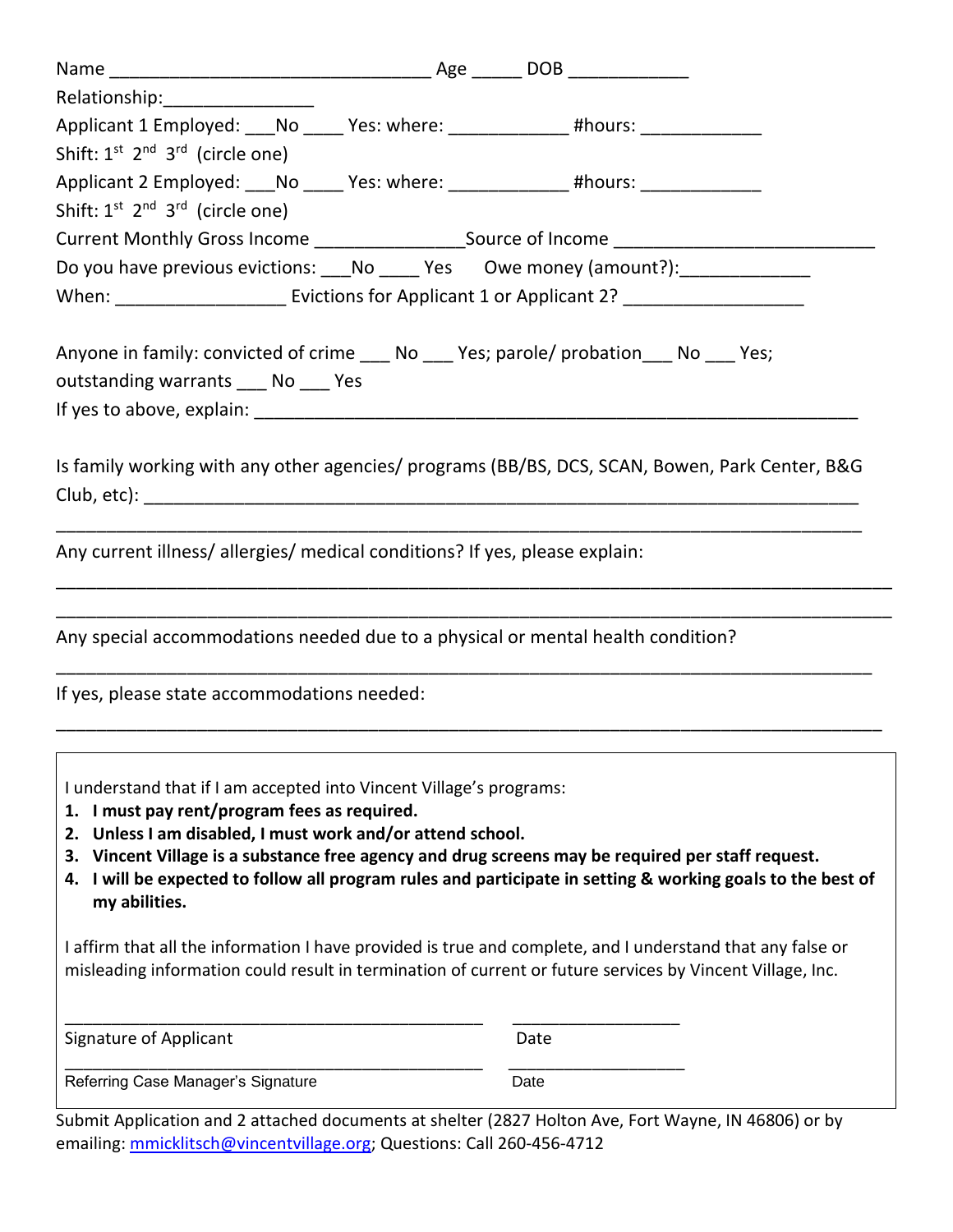Name _______________________________ Age _____ DOB ___________

Relationship:_______________

Applicant 1 Employed: ___No ____ Yes: where: ___________ #hours: ___________

Shift: 1st 2nd 3rd (circle one)

Applicant 2 Employed: ___No ____ Yes: where: ___________ #hours: ___________

Shift: 1st 2nd 3rd (circle one)

Current Monthly Gross Income _______________Source of Income _________________________

Do you have previous evictions: ___No ____ Yes Owe money (amount?):_____________

When: ________________ Evictions for Applicant 1 or Applicant 2? _________________

Anyone in family: convicted of crime ___ No ___ Yes; parole/ probation___ No ___ Yes;
outstanding warrants ___ No ___ Yes

If yes to above, explain: ___________________________________________________________

Is family working with any other agencies/ programs (BB/BS, DCS, SCAN, Bowen, Park Center, B&G Club, etc): _______________________________________________________________________

_________________________________________________________________________________

Any current illness/ allergies/ medical conditions? If yes, please explain:

_________________________________________________________________________________

_________________________________________________________________________________

Any special accommodations needed due to a physical or mental health condition?

_________________________________________________________________________________

If yes, please state accommodations needed:

_________________________________________________________________________________

---

I understand that if I am accepted into Vincent Village's programs:

1. **I must pay rent/program fees as required.**
2. **Unless I am disabled, I must work and/or attend school.**
3. **Vincent Village is a substance free agency and drug screens may be required per staff request.**
4. **I will be expected to follow all program rules and participate in setting & working goals to the best of my abilities.**

I affirm that all the information I have provided is true and complete, and I understand that any false or misleading information could result in termination of current or future services by Vincent Village, Inc.

_________________________________________ _________________

Signature of Applicant Date

_________________________________________ _________________

Referring Case Manager's Signature Date

---

Submit Application and 2 attached documents at shelter (2827 Holton Ave, Fort Wayne, IN 46806) or by emailing: mmicklitsch@vincentvillage.org; Questions: Call 260-456-4712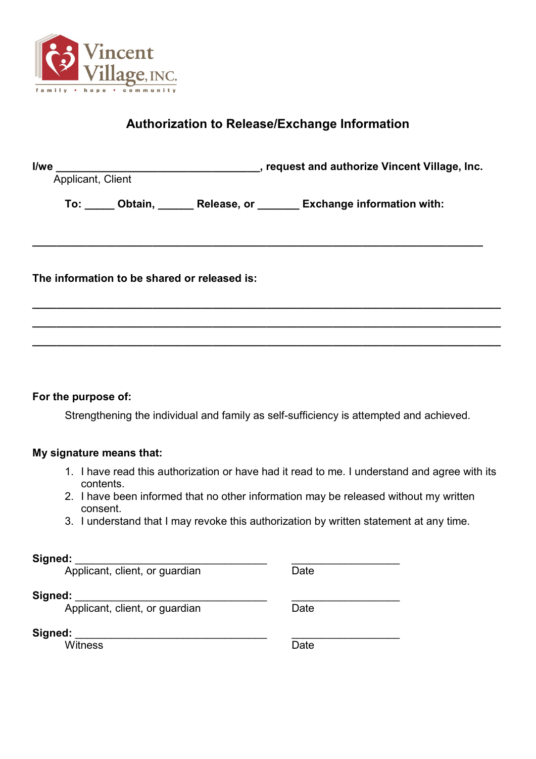Vincent Village, INC.

family • hope • community

# Authorization to Release/Exchange Information

**I/we \_\_\_\_\_\_\_\_\_\_\_\_\_\_\_\_\_\_\_\_\_\_\_\_\_\_\_\_\_\_\_\_\_\_\_, request and authorize Vincent Village, Inc.**
Applicant, Client

**To: \_\_\_\_\_ Obtain, \_\_\_\_\_\_ Release, or \_\_\_\_\_\_\_ Exchange information with:**

\_\_\_\_\_\_\_\_\_\_\_\_\_\_\_\_\_\_\_\_\_\_\_\_\_\_\_\_\_\_\_\_\_\_\_\_\_\_\_\_\_\_\_\_\_\_\_\_\_\_\_\_\_\_\_\_\_\_\_\_\_\_\_\_\_\_\_\_\_\_\_\_\_\_\_\_

**The information to be shared or released is:**

\_\_\_\_\_\_\_\_\_\_\_\_\_\_\_\_\_\_\_\_\_\_\_\_\_\_\_\_\_\_\_\_\_\_\_\_\_\_\_\_\_\_\_\_\_\_\_\_\_\_\_\_\_\_\_\_\_\_\_\_\_\_\_\_\_\_\_\_\_\_\_\_\_\_\_\_

\_\_\_\_\_\_\_\_\_\_\_\_\_\_\_\_\_\_\_\_\_\_\_\_\_\_\_\_\_\_\_\_\_\_\_\_\_\_\_\_\_\_\_\_\_\_\_\_\_\_\_\_\_\_\_\_\_\_\_\_\_\_\_\_\_\_\_\_\_\_\_\_\_\_\_\_

\_\_\_\_\_\_\_\_\_\_\_\_\_\_\_\_\_\_\_\_\_\_\_\_\_\_\_\_\_\_\_\_\_\_\_\_\_\_\_\_\_\_\_\_\_\_\_\_\_\_\_\_\_\_\_\_\_\_\_\_\_\_\_\_\_\_\_\_\_\_\_\_\_\_\_\_

**For the purpose of:**

Strengthening the individual and family as self-sufficiency is attempted and achieved.

**My signature means that:**

1. I have read this authorization or have had it read to me. I understand and agree with its contents.
2. I have been informed that no other information may be released without my written consent.
3. I understand that I may revoke this authorization by written statement at any time.

**Signed:** \_\_\_\_\_\_\_\_\_\_\_\_\_\_\_\_\_\_\_\_\_\_\_\_\_\_\_\_\_\_\_\_\_ \_\_\_\_\_\_\_\_\_\_\_\_\_\_\_\_\_\_\_
Applicant, client, or guardian Date

**Signed:** \_\_\_\_\_\_\_\_\_\_\_\_\_\_\_\_\_\_\_\_\_\_\_\_\_\_\_\_\_\_\_\_\_ \_\_\_\_\_\_\_\_\_\_\_\_\_\_\_\_\_\_\_
Applicant, client, or guardian Date

**Signed:** \_\_\_\_\_\_\_\_\_\_\_\_\_\_\_\_\_\_\_\_\_\_\_\_\_\_\_\_\_\_\_\_\_ \_\_\_\_\_\_\_\_\_\_\_\_\_\_\_\_\_\_\_
Witness Date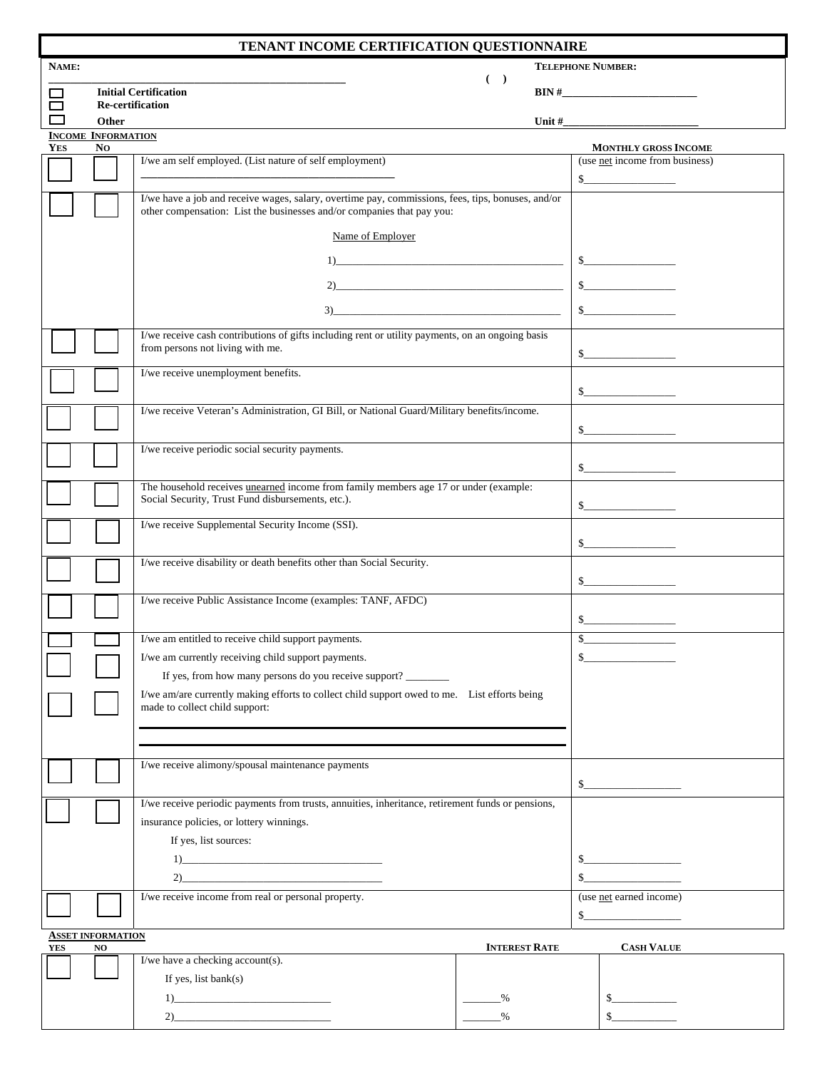# TENANT INCOME CERTIFICATION QUESTIONNAIRE

**NAME:** ______________________________________________ **TELEPHONE NUMBER:** ( )

☐ **Initial Certification** **BIN #**_______________________

☐ **Re-certification**

☐ **Other** **Unit #**_______________________

**INCOME INFORMATION**

| YES | NO | | MONTHLY GROSS INCOME |
|---|---|---|---|
| ☐ | ☐ | I/we am self employed. (List nature of self employment) ______________________________ | (use net income from business) $______________ |
| ☐ | ☐ | I/we have a job and receive wages, salary, overtime pay, commissions, fees, tips, bonuses, and/or other compensation: List the businesses and/or companies that pay you: | |
| | | Name of Employer | |
| | | 1)______________________________ | $______________ |
| | | 2)______________________________ | $______________ |
| | | 3)______________________________ | $______________ |
| ☐ | ☐ | I/we receive cash contributions of gifts including rent or utility payments, on an ongoing basis from persons not living with me. | $______________ |
| ☐ | ☐ | I/we receive unemployment benefits. | $______________ |
| ☐ | ☐ | I/we receive Veteran's Administration, GI Bill, or National Guard/Military benefits/income. | $______________ |
| ☐ | ☐ | I/we receive periodic social security payments. | $______________ |
| ☐ | ☐ | The household receives unearned income from family members age 17 or under (example: Social Security, Trust Fund disbursements, etc.). | $______________ |
| ☐ | ☐ | I/we receive Supplemental Security Income (SSI). | $______________ |
| ☐ | ☐ | I/we receive disability or death benefits other than Social Security. | $______________ |
| ☐ | ☐ | I/we receive Public Assistance Income (examples: TANF, AFDC) | $______________ |
| ☐ | ☐ | I/we am entitled to receive child support payments. | $______________ |
| ☐ | ☐ | I/we am currently receiving child support payments. | $______________ |
| | | If yes, from how many persons do you receive support? ________ | |
| ☐ | ☐ | I/we am/are currently making efforts to collect child support owed to me. List efforts being made to collect child support: ______________________________ ______________________________ | |
| ☐ | ☐ | I/we receive alimony/spousal maintenance payments | $______________ |
| ☐ | ☐ | I/we receive periodic payments from trusts, annuities, inheritance, retirement funds or pensions, insurance policies, or lottery winnings. | |
| | | If yes, list sources: | |
| | | 1)______________________________ | $______________ |
| | | 2)______________________________ | $______________ |
| ☐ | ☐ | I/we receive income from real or personal property. | (use net earned income) $______________ |

**ASSET INFORMATION**

| YES | NO | | INTEREST RATE | CASH VALUE |
|---|---|---|---|---|
| ☐ | ☐ | I/we have a checking account(s). | | |
| | | If yes, list bank(s) | | |
| | | 1)______________________________ | ______% | $__________ |
| | | 2)______________________________ | ______% | $__________ |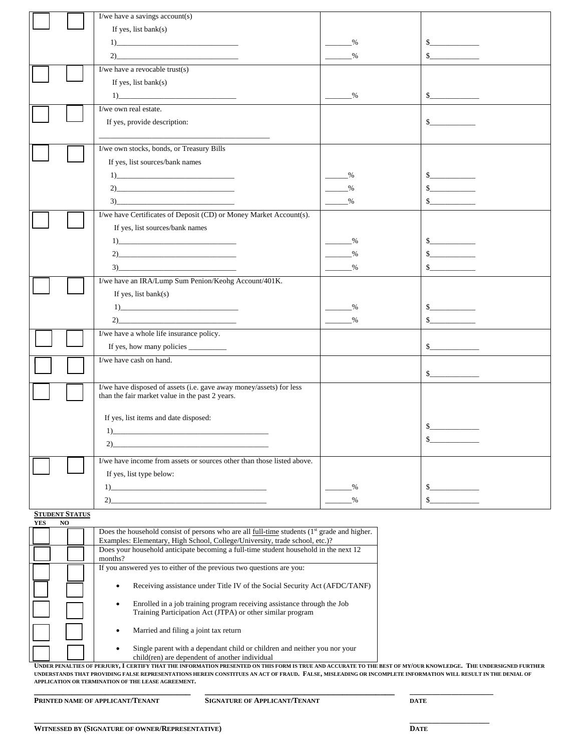| | | | | |
|---|---|---|---|---|
| ☐ | ☐ | I/we have a savings account(s)<br>If yes, list bank(s)<br>1)______________________________<br>2)______________________________ | <br><br>_______%<br>_______% | <br><br>$____________<br>$____________ |
| ☐ | ☐ | I/we have a revocable trust(s)<br>If yes, list bank(s)<br>1)______________________________ | <br><br>_______% | <br><br>$____________ |
| ☐ | ☐ | I/we own real estate.<br>If yes, provide description:<br>____________________________________________ | | <br>$____________ |
| ☐ | ☐ | I/we own stocks, bonds, or Treasury Bills<br>If yes, list sources/bank names<br>1)______________________________<br>2)______________________________<br>3)______________________________ | <br><br>______%<br>______%<br>______% | <br><br>$___________<br>$___________<br>$___________ |
| ☐ | ☐ | I/we have Certificates of Deposit (CD) or Money Market Account(s).<br>If yes, list sources/bank names<br>1)______________________________<br>2)______________________________<br>3)______________________________ | <br><br>_______%<br>_______%<br>_______% | <br><br>$___________<br>$___________<br>$___________ |
| ☐ | ☐ | I/we have an IRA/Lump Sum Penion/Keohg Account/401K.<br>If yes, list bank(s)<br>1)______________________________<br>2)______________________________ | <br><br>_______%<br>_______% | <br><br>$___________<br>$___________ |
| ☐ | ☐ | I/we have a whole life insurance policy.<br>If yes, how many policies __________ | | <br>$____________ |
| ☐ | ☐ | I/we have cash on hand. | | $____________ |
| ☐ | ☐ | I/we have disposed of assets (i.e. gave away money/assets) for less than the fair market value in the past 2 years.<br><br>If yes, list items and date disposed:<br>1)________________________________________<br>2)________________________________________ | | <br><br><br>$____________<br>$____________ |
| ☐ | ☐ | I/we have income from assets or sources other than those listed above.<br>If yes, list type below:<br>1)________________________________________<br>2)________________________________________ | <br><br>_______%<br>_______% | <br><br>$____________<br>$____________ |

**STUDENT STATUS**

| YES | NO | |
|---|---|---|
| ☐ | ☐ | Does the household consist of persons who are all full-time students (1st grade and higher. Examples: Elementary, High School, College/University, trade school, etc.)? |
| ☐ | ☐ | Does your household anticipate becoming a full-time student household in the next 12 months? |
| ☐ | ☐ | If you answered yes to either of the previous two questions are you: |
| ☐ | ☐ | • Receiving assistance under Title IV of the Social Security Act (AFDC/TANF) |
| ☐ | ☐ | • Enrolled in a job training program receiving assistance through the Job Training Participation Act (JTPA) or other similar program |
| ☐ | ☐ | • Married and filing a joint tax return |
| ☐ | ☐ | • Single parent with a dependant child or children and neither you nor your child(ren) are dependent of another individual |

**UNDER PENALTIES OF PERJURY, I CERTIFY THAT THE INFORMATION PRESENTED ON THIS FORM IS TRUE AND ACCURATE TO THE BEST OF MY/OUR KNOWLEDGE. THE UNDERSIGNED FURTHER UNDERSTANDS THAT PROVIDING FALSE REPRESENTATIONS HEREIN CONSTITUES AN ACT OF FRAUD. FALSE, MISLEADING OR INCOMPLETE INFORMATION WILL RESULT IN THE DENIAL OF APPLICATION OR TERMINATION OF THE LEASE AGREEMENT.**

________________________________ ________________________________ ____________

**PRINTED NAME OF APPLICANT/TENANT** **SIGNATURE OF APPLICANT/TENANT** **DATE**

________________________________ ____________

**WITNESSED BY (SIGNATURE OF OWNER/REPRESENTATIVE)** **DATE**